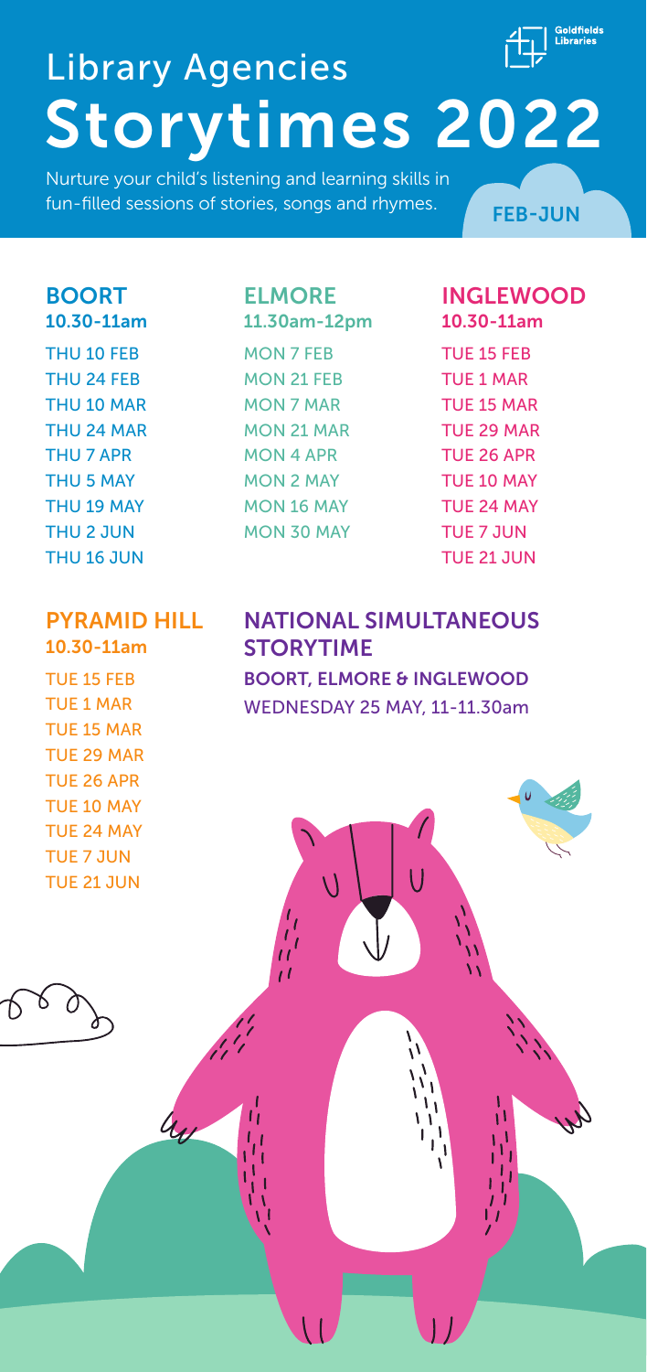Goldfields Libraries

# Library Agencies Storytimes 2022

Nurture your child's listening and learning skills in fun-filled sessions of stories, songs and rhymes.

FEB-JUN

## BOORT
**10.30-11am**

- THU 10 FEB
- THU 24 FEB
- THU 10 MAR
- THU 24 MAR
- THU 7 APR
- THU 5 MAY
- THU 19 MAY
- THU 2 JUN
- THU 16 JUN

## ELMORE
**11.30am-12pm**

- MON 7 FEB
- MON 21 FEB
- MON 7 MAR
- MON 21 MAR
- MON 4 APR
- MON 2 MAY
- MON 16 MAY
- MON 30 MAY

## INGLEWOOD
**10.30-11am**

- TUE 15 FEB
- TUE 1 MAR
- TUE 15 MAR
- TUE 29 MAR
- TUE 26 APR
- TUE 10 MAY
- TUE 24 MAY
- TUE 7 JUN
- TUE 21 JUN

## PYRAMID HILL
**10.30-11am**

- TUE 15 FEB
- TUE 1 MAR
- TUE 15 MAR
- TUE 29 MAR
- TUE 26 APR
- TUE 10 MAY
- TUE 24 MAY
- TUE 7 JUN
- TUE 21 JUN

## NATIONAL SIMULTANEOUS STORYTIME

**BOORT, ELMORE & INGLEWOOD**

WEDNESDAY 25 MAY, 11-11.30am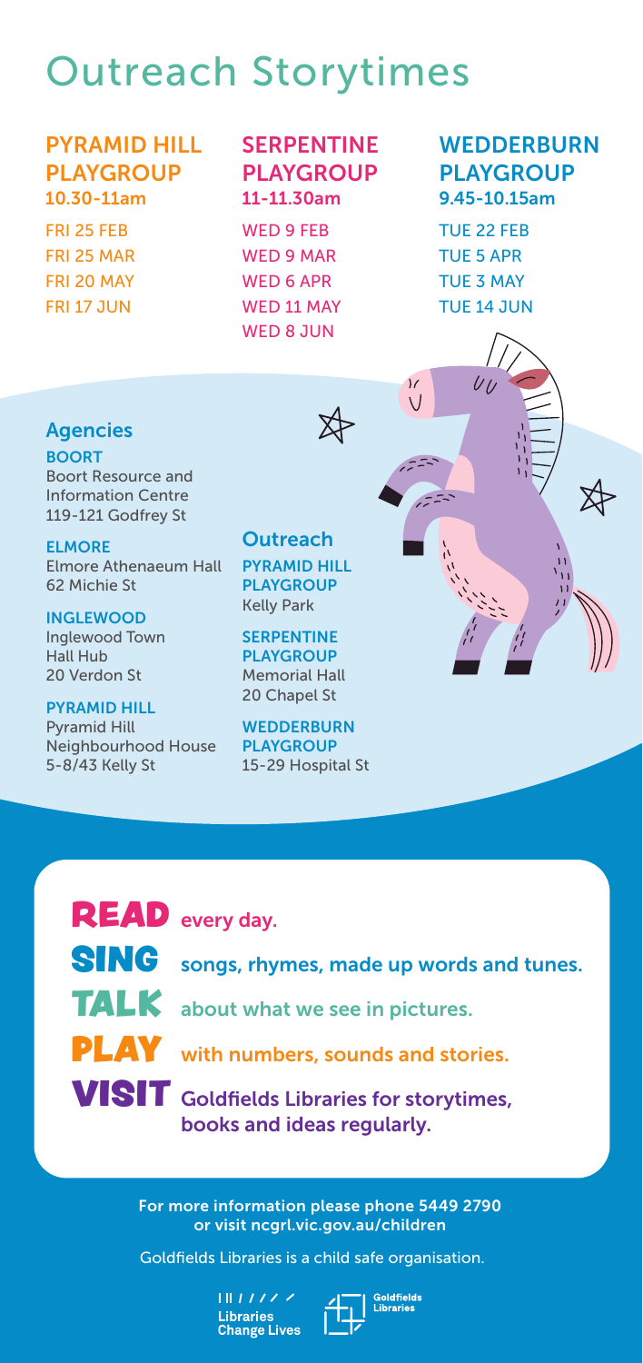# Outreach Storytimes

### PYRAMID HILL PLAYGROUP
**10.30-11am**

FRI 25 FEB
FRI 25 MAR
FRI 20 MAY
FRI 17 JUN

### SERPENTINE PLAYGROUP
**11-11.30am**

WED 9 FEB
WED 9 MAR
WED 6 APR
WED 11 MAY
WED 8 JUN

### WEDDERBURN PLAYGROUP
**9.45-10.15am**

TUE 22 FEB
TUE 5 APR
TUE 3 MAY
TUE 14 JUN

## Agencies

**BOORT**
Boort Resource and Information Centre
119-121 Godfrey St

**ELMORE**
Elmore Athenaeum Hall
62 Michie St

**INGLEWOOD**
Inglewood Town Hall Hub
20 Verdon St

**PYRAMID HILL**
Pyramid Hill Neighbourhood House
5-8/43 Kelly St

## Outreach

**PYRAMID HILL PLAYGROUP**
Kelly Park

**SERPENTINE PLAYGROUP**
Memorial Hall
20 Chapel St

**WEDDERBURN PLAYGROUP**
15-29 Hospital St

**READ** every day.

**SING** songs, rhymes, made up words and tunes.

**TALK** about what we see in pictures.

**PLAY** with numbers, sounds and stories.

**VISIT** Goldfields Libraries for storytimes, books and ideas regularly.

For more information please phone 5449 2790 or visit ncgrl.vic.gov.au/children

Goldfields Libraries is a child safe organisation.

Libraries Change Lives

Goldfields Libraries